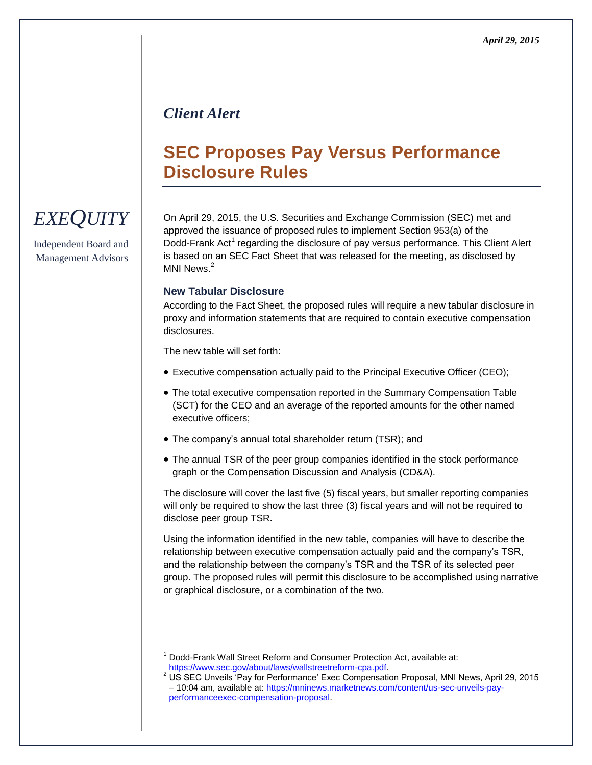*April 29, 2015*

*Client Alert*

# SEC Proposes Pay Versus Performance Disclosure Rules

*EXEQUITY*

Independent Board and Management Advisors

On April 29, 2015, the U.S. Securities and Exchange Commission (SEC) met and approved the issuance of proposed rules to implement Section 953(a) of the Dodd-Frank Act[1] regarding the disclosure of pay versus performance. This Client Alert is based on an SEC Fact Sheet that was released for the meeting, as disclosed by MNI News.[2]

### New Tabular Disclosure

According to the Fact Sheet, the proposed rules will require a new tabular disclosure in proxy and information statements that are required to contain executive compensation disclosures.

The new table will set forth:

- Executive compensation actually paid to the Principal Executive Officer (CEO);
- The total executive compensation reported in the Summary Compensation Table (SCT) for the CEO and an average of the reported amounts for the other named executive officers;
- The company's annual total shareholder return (TSR); and
- The annual TSR of the peer group companies identified in the stock performance graph or the Compensation Discussion and Analysis (CD&A).

The disclosure will cover the last five (5) fiscal years, but smaller reporting companies will only be required to show the last three (3) fiscal years and will not be required to disclose peer group TSR.

Using the information identified in the new table, companies will have to describe the relationship between executive compensation actually paid and the company's TSR, and the relationship between the company's TSR and the TSR of its selected peer group. The proposed rules will permit this disclosure to be accomplished using narrative or graphical disclosure, or a combination of the two.

---

[1] Dodd-Frank Wall Street Reform and Consumer Protection Act, available at: https://www.sec.gov/about/laws/wallstreetreform-cpa.pdf.

[2] US SEC Unveils 'Pay for Performance' Exec Compensation Proposal, MNI News, April 29, 2015 – 10:04 am, available at: https://mninews.marketnews.com/content/us-sec-unveils-pay-performanceexec-compensation-proposal.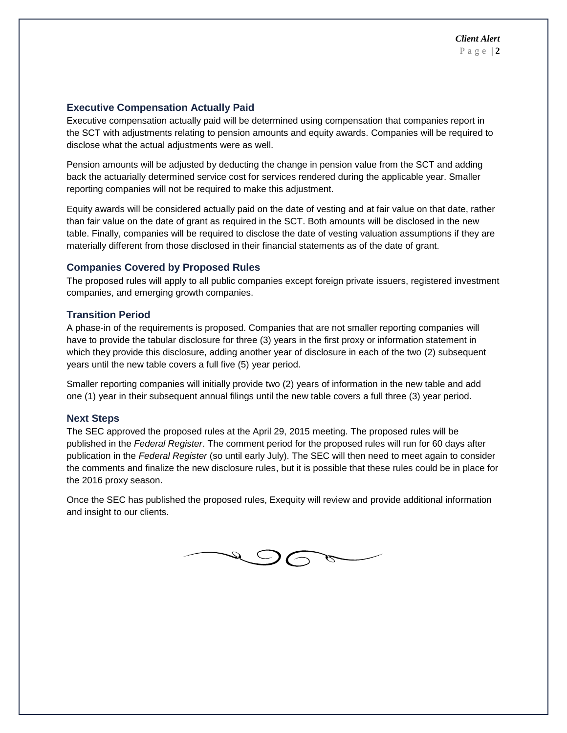### Executive Compensation Actually Paid

Executive compensation actually paid will be determined using compensation that companies report in the SCT with adjustments relating to pension amounts and equity awards. Companies will be required to disclose what the actual adjustments were as well.

Pension amounts will be adjusted by deducting the change in pension value from the SCT and adding back the actuarially determined service cost for services rendered during the applicable year. Smaller reporting companies will not be required to make this adjustment.

Equity awards will be considered actually paid on the date of vesting and at fair value on that date, rather than fair value on the date of grant as required in the SCT. Both amounts will be disclosed in the new table. Finally, companies will be required to disclose the date of vesting valuation assumptions if they are materially different from those disclosed in their financial statements as of the date of grant.

### Companies Covered by Proposed Rules

The proposed rules will apply to all public companies except foreign private issuers, registered investment companies, and emerging growth companies.

### Transition Period

A phase-in of the requirements is proposed. Companies that are not smaller reporting companies will have to provide the tabular disclosure for three (3) years in the first proxy or information statement in which they provide this disclosure, adding another year of disclosure in each of the two (2) subsequent years until the new table covers a full five (5) year period.

Smaller reporting companies will initially provide two (2) years of information in the new table and add one (1) year in their subsequent annual filings until the new table covers a full three (3) year period.

### Next Steps

The SEC approved the proposed rules at the April 29, 2015 meeting. The proposed rules will be published in the *Federal Register*. The comment period for the proposed rules will run for 60 days after publication in the *Federal Register* (so until early July). The SEC will then need to meet again to consider the comments and finalize the new disclosure rules, but it is possible that these rules could be in place for the 2016 proxy season.

Once the SEC has published the proposed rules, Exequity will review and provide additional information and insight to our clients.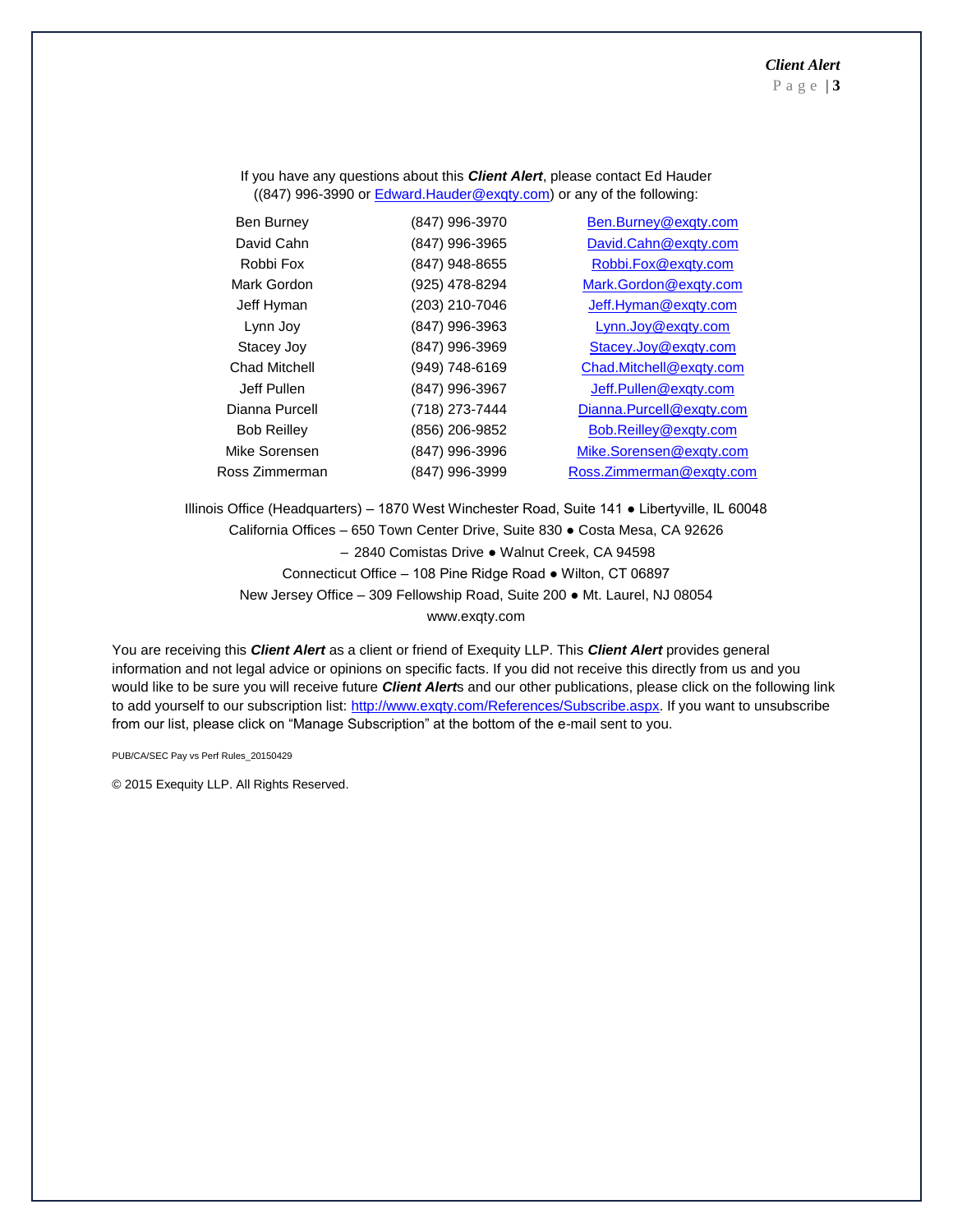If you have any questions about this ***Client Alert***, please contact Ed Hauder ((847) 996-3990 or Edward.Hauder@exqty.com) or any of the following:

| | | |
|---|---|---|
| Ben Burney | (847) 996-3970 | Ben.Burney@exqty.com |
| David Cahn | (847) 996-3965 | David.Cahn@exqty.com |
| Robbi Fox | (847) 948-8655 | Robbi.Fox@exqty.com |
| Mark Gordon | (925) 478-8294 | Mark.Gordon@exqty.com |
| Jeff Hyman | (203) 210-7046 | Jeff.Hyman@exqty.com |
| Lynn Joy | (847) 996-3963 | Lynn.Joy@exqty.com |
| Stacey Joy | (847) 996-3969 | Stacey.Joy@exqty.com |
| Chad Mitchell | (949) 748-6169 | Chad.Mitchell@exqty.com |
| Jeff Pullen | (847) 996-3967 | Jeff.Pullen@exqty.com |
| Dianna Purcell | (718) 273-7444 | Dianna.Purcell@exqty.com |
| Bob Reilley | (856) 206-9852 | Bob.Reilley@exqty.com |
| Mike Sorensen | (847) 996-3996 | Mike.Sorensen@exqty.com |
| Ross Zimmerman | (847) 996-3999 | Ross.Zimmerman@exqty.com |

Illinois Office (Headquarters) – 1870 West Winchester Road, Suite 141 ● Libertyville, IL 60048
California Offices – 650 Town Center Drive, Suite 830 ● Costa Mesa, CA 92626
– 2840 Comistas Drive ● Walnut Creek, CA 94598
Connecticut Office – 108 Pine Ridge Road ● Wilton, CT 06897
New Jersey Office – 309 Fellowship Road, Suite 200 ● Mt. Laurel, NJ 08054
www.exqty.com

You are receiving this ***Client Alert*** as a client or friend of Exequity LLP. This ***Client Alert*** provides general information and not legal advice or opinions on specific facts. If you did not receive this directly from us and you would like to be sure you will receive future ***Client Alert***s and our other publications, please click on the following link to add yourself to our subscription list: http://www.exqty.com/References/Subscribe.aspx. If you want to unsubscribe from our list, please click on "Manage Subscription" at the bottom of the e-mail sent to you.

PUB/CA/SEC Pay vs Perf Rules_20150429

© 2015 Exequity LLP. All Rights Reserved.